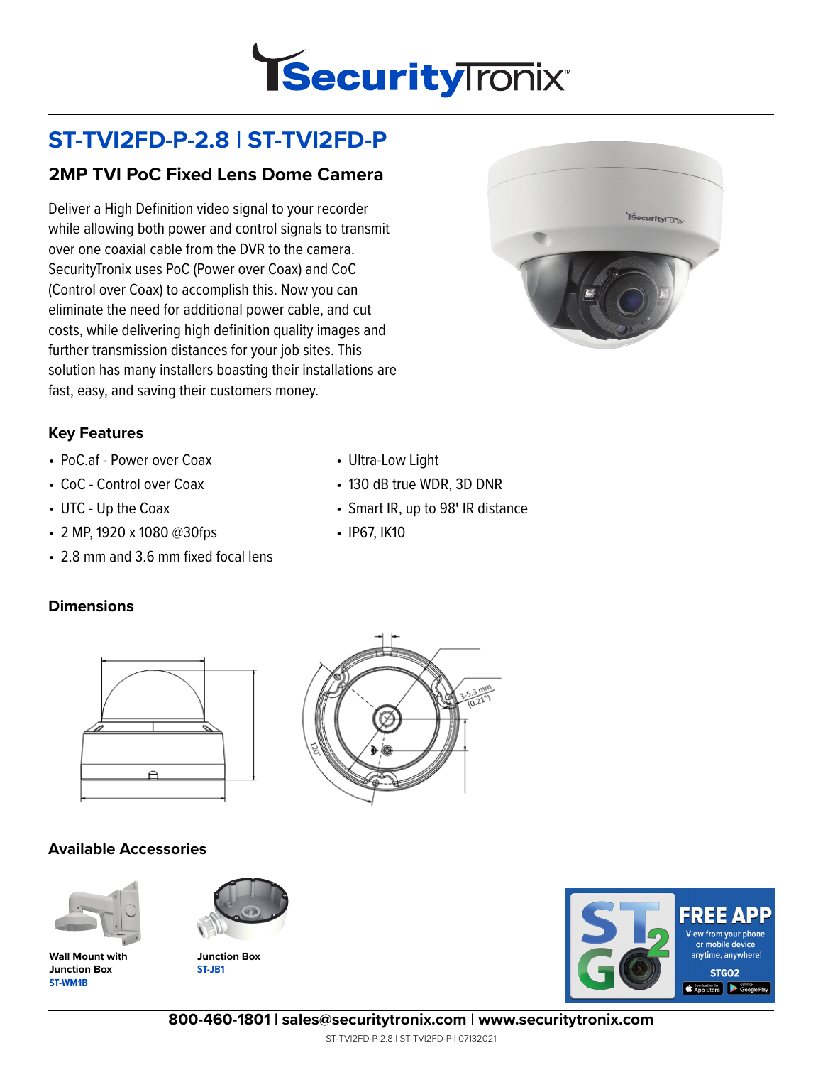# ST-TVI2FD-P-2.8 | ST-TVI2FD-P

## 2MP TVI PoC Fixed Lens Dome Camera

Deliver a High Definition video signal to your recorder while allowing both power and control signals to transmit over one coaxial cable from the DVR to the camera. SecurityTronix uses PoC (Power over Coax) and CoC (Control over Coax) to accomplish this. Now you can eliminate the need for additional power cable, and cut costs, while delivering high definition quality images and further transmission distances for your job sites. This solution has many installers boasting their installations are fast, easy, and saving their customers money.

### Key Features

- PoC.af - Power over Coax
- CoC - Control over Coax
- UTC - Up the Coax
- 2 MP, 1920 x 1080 @30fps
- 2.8 mm and 3.6 mm fixed focal lens
- Ultra-Low Light
- 130 dB true WDR, 3D DNR
- Smart IR, up to 98' IR distance
- IP67, IK10

### Dimensions

3-5.3 mm (0.21")

120°

### Available Accessories

**Wall Mount with Junction Box**
**ST-WM1B**

**Junction Box**
**ST-JB1**

FREE APP
View from your phone or mobile device anytime, anywhere!
STGO2

**800-460-1801 | sales@securitytronix.com | www.securitytronix.com**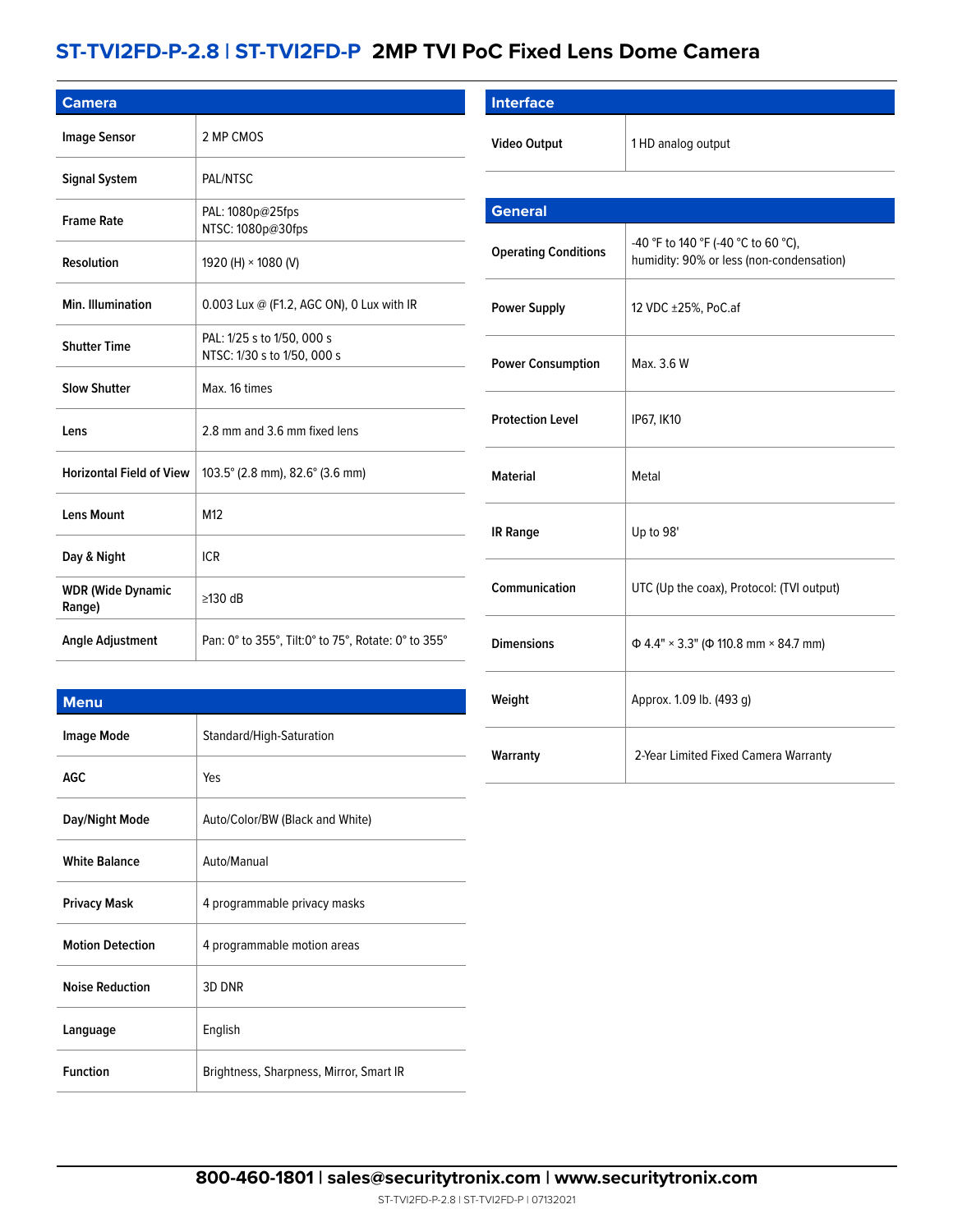# ST-TVI2FD-P-2.8 | ST-TVI2FD-P 2MP TVI PoC Fixed Lens Dome Camera

| Camera | |
|---|---|
| Image Sensor | 2 MP CMOS |
| Signal System | PAL/NTSC |
| Frame Rate | PAL: 1080p@25fps<br>NTSC: 1080p@30fps |
| Resolution | 1920 (H) × 1080 (V) |
| Min. Illumination | 0.003 Lux @ (F1.2, AGC ON), 0 Lux with IR |
| Shutter Time | PAL: 1/25 s to 1/50, 000 s<br>NTSC: 1/30 s to 1/50, 000 s |
| Slow Shutter | Max. 16 times |
| Lens | 2.8 mm and 3.6 mm fixed lens |
| Horizontal Field of View | 103.5° (2.8 mm), 82.6° (3.6 mm) |
| Lens Mount | M12 |
| Day & Night | ICR |
| WDR (Wide Dynamic Range) | ≥130 dB |
| Angle Adjustment | Pan: 0° to 355°, Tilt:0° to 75°, Rotate: 0° to 355° |

| Menu | |
|---|---|
| Image Mode | Standard/High-Saturation |
| AGC | Yes |
| Day/Night Mode | Auto/Color/BW (Black and White) |
| White Balance | Auto/Manual |
| Privacy Mask | 4 programmable privacy masks |
| Motion Detection | 4 programmable motion areas |
| Noise Reduction | 3D DNR |
| Language | English |
| Function | Brightness, Sharpness, Mirror, Smart IR |

| Interface | |
|---|---|
| Video Output | 1 HD analog output |

| General | |
|---|---|
| Operating Conditions | -40 °F to 140 °F (-40 °C to 60 °C),<br>humidity: 90% or less (non-condensation) |
| Power Supply | 12 VDC ±25%, PoC.af |
| Power Consumption | Max. 3.6 W |
| Protection Level | IP67, IK10 |
| Material | Metal |
| IR Range | Up to 98' |
| Communication | UTC (Up the coax), Protocol: (TVI output) |
| Dimensions | Φ 4.4" × 3.3" (Φ 110.8 mm × 84.7 mm) |
| Weight | Approx. 1.09 lb. (493 g) |
| Warranty | 2-Year Limited Fixed Camera Warranty |

**800-460-1801 | sales@securitytronix.com | www.securitytronix.com**

ST-TVI2FD-P-2.8 | ST-TVI2FD-P | 07132021